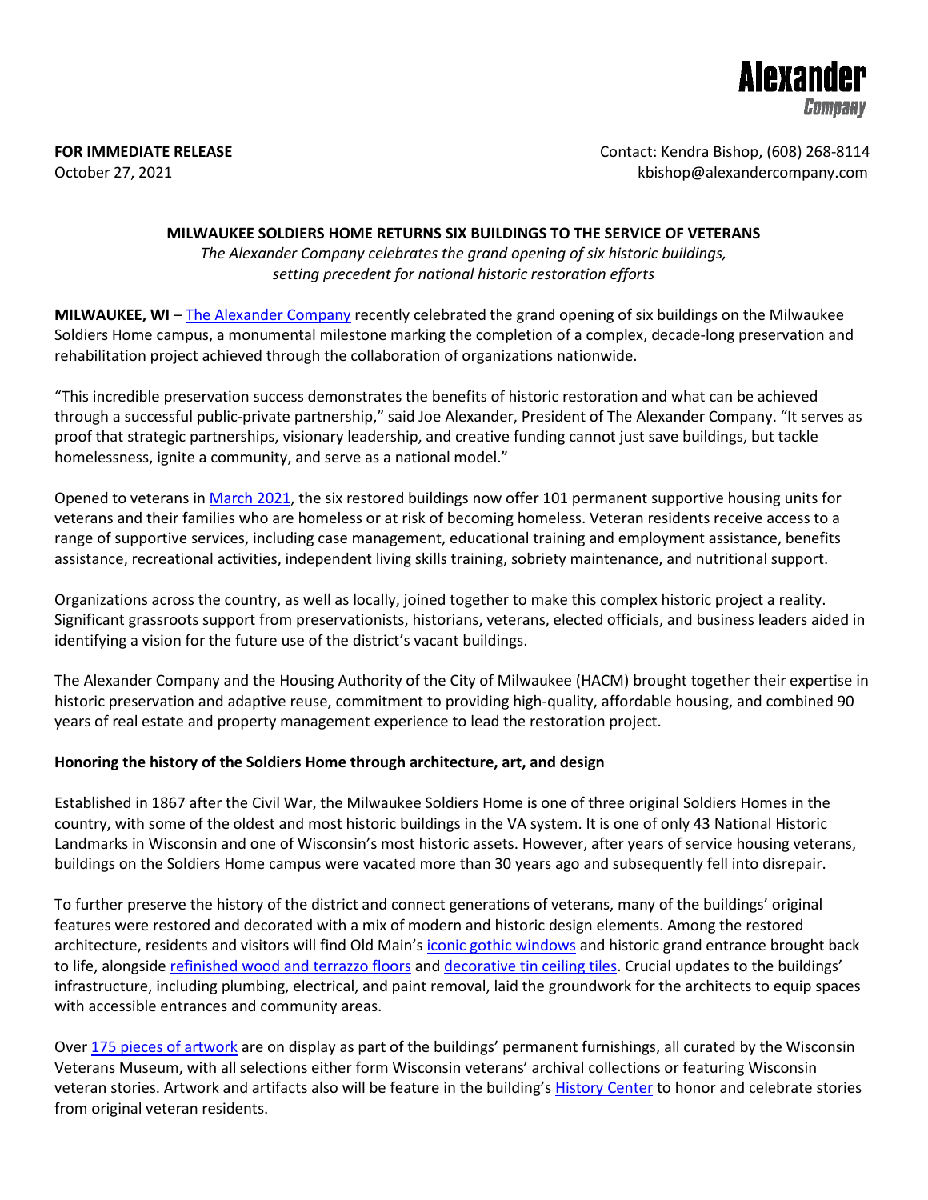**Alexander**
*Company*

**FOR IMMEDIATE RELEASE**
October 27, 2021

Contact: Kendra Bishop, (608) 268-8114
kbishop@alexandercompany.com

**MILWAUKEE SOLDIERS HOME RETURNS SIX BUILDINGS TO THE SERVICE OF VETERANS**

*The Alexander Company celebrates the grand opening of six historic buildings, setting precedent for national historic restoration efforts*

**MILWAUKEE, WI** – The Alexander Company recently celebrated the grand opening of six buildings on the Milwaukee Soldiers Home campus, a monumental milestone marking the completion of a complex, decade-long preservation and rehabilitation project achieved through the collaboration of organizations nationwide.

"This incredible preservation success demonstrates the benefits of historic restoration and what can be achieved through a successful public-private partnership," said Joe Alexander, President of The Alexander Company. "It serves as proof that strategic partnerships, visionary leadership, and creative funding cannot just save buildings, but tackle homelessness, ignite a community, and serve as a national model."

Opened to veterans in March 2021, the six restored buildings now offer 101 permanent supportive housing units for veterans and their families who are homeless or at risk of becoming homeless. Veteran residents receive access to a range of supportive services, including case management, educational training and employment assistance, benefits assistance, recreational activities, independent living skills training, sobriety maintenance, and nutritional support.

Organizations across the country, as well as locally, joined together to make this complex historic project a reality. Significant grassroots support from preservationists, historians, veterans, elected officials, and business leaders aided in identifying a vision for the future use of the district's vacant buildings.

The Alexander Company and the Housing Authority of the City of Milwaukee (HACM) brought together their expertise in historic preservation and adaptive reuse, commitment to providing high-quality, affordable housing, and combined 90 years of real estate and property management experience to lead the restoration project.

**Honoring the history of the Soldiers Home through architecture, art, and design**

Established in 1867 after the Civil War, the Milwaukee Soldiers Home is one of three original Soldiers Homes in the country, with some of the oldest and most historic buildings in the VA system. It is one of only 43 National Historic Landmarks in Wisconsin and one of Wisconsin's most historic assets. However, after years of service housing veterans, buildings on the Soldiers Home campus were vacated more than 30 years ago and subsequently fell into disrepair.

To further preserve the history of the district and connect generations of veterans, many of the buildings' original features were restored and decorated with a mix of modern and historic design elements. Among the restored architecture, residents and visitors will find Old Main's iconic gothic windows and historic grand entrance brought back to life, alongside refinished wood and terrazzo floors and decorative tin ceiling tiles. Crucial updates to the buildings' infrastructure, including plumbing, electrical, and paint removal, laid the groundwork for the architects to equip spaces with accessible entrances and community areas.

Over 175 pieces of artwork are on display as part of the buildings' permanent furnishings, all curated by the Wisconsin Veterans Museum, with all selections either form Wisconsin veterans' archival collections or featuring Wisconsin veteran stories. Artwork and artifacts also will be feature in the building's History Center to honor and celebrate stories from original veteran residents.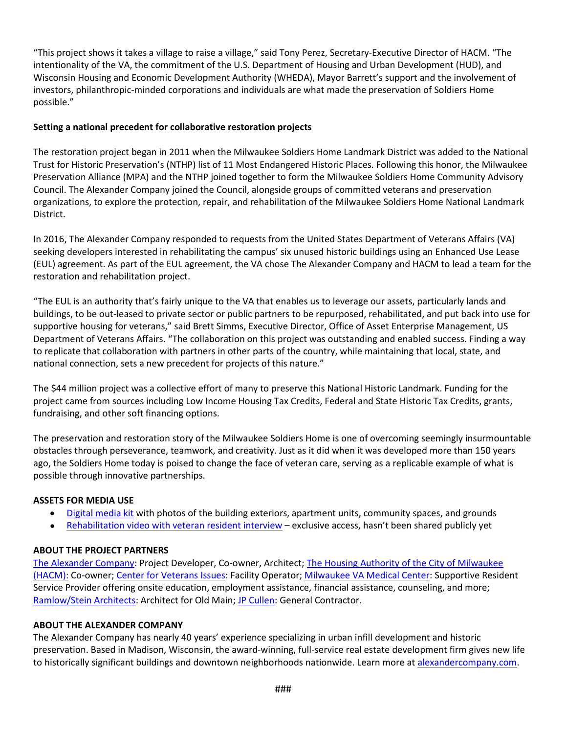"This project shows it takes a village to raise a village," said Tony Perez, Secretary-Executive Director of HACM. "The intentionality of the VA, the commitment of the U.S. Department of Housing and Urban Development (HUD), and Wisconsin Housing and Economic Development Authority (WHEDA), Mayor Barrett's support and the involvement of investors, philanthropic-minded corporations and individuals are what made the preservation of Soldiers Home possible."

**Setting a national precedent for collaborative restoration projects**

The restoration project began in 2011 when the Milwaukee Soldiers Home Landmark District was added to the National Trust for Historic Preservation's (NTHP) list of 11 Most Endangered Historic Places. Following this honor, the Milwaukee Preservation Alliance (MPA) and the NTHP joined together to form the Milwaukee Soldiers Home Community Advisory Council. The Alexander Company joined the Council, alongside groups of committed veterans and preservation organizations, to explore the protection, repair, and rehabilitation of the Milwaukee Soldiers Home National Landmark District.

In 2016, The Alexander Company responded to requests from the United States Department of Veterans Affairs (VA) seeking developers interested in rehabilitating the campus' six unused historic buildings using an Enhanced Use Lease (EUL) agreement. As part of the EUL agreement, the VA chose The Alexander Company and HACM to lead a team for the restoration and rehabilitation project.

"The EUL is an authority that's fairly unique to the VA that enables us to leverage our assets, particularly lands and buildings, to be out-leased to private sector or public partners to be repurposed, rehabilitated, and put back into use for supportive housing for veterans," said Brett Simms, Executive Director, Office of Asset Enterprise Management, US Department of Veterans Affairs. "The collaboration on this project was outstanding and enabled success. Finding a way to replicate that collaboration with partners in other parts of the country, while maintaining that local, state, and national connection, sets a new precedent for projects of this nature."

The $44 million project was a collective effort of many to preserve this National Historic Landmark. Funding for the project came from sources including Low Income Housing Tax Credits, Federal and State Historic Tax Credits, grants, fundraising, and other soft financing options.

The preservation and restoration story of the Milwaukee Soldiers Home is one of overcoming seemingly insurmountable obstacles through perseverance, teamwork, and creativity. Just as it did when it was developed more than 150 years ago, the Soldiers Home today is poised to change the face of veteran care, serving as a replicable example of what is possible through innovative partnerships.

**ASSETS FOR MEDIA USE**

- Digital media kit with photos of the building exteriors, apartment units, community spaces, and grounds
- Rehabilitation video with veteran resident interview – exclusive access, hasn't been shared publicly yet

**ABOUT THE PROJECT PARTNERS**

The Alexander Company: Project Developer, Co-owner, Architect; The Housing Authority of the City of Milwaukee (HACM): Co-owner; Center for Veterans Issues: Facility Operator; Milwaukee VA Medical Center: Supportive Resident Service Provider offering onsite education, employment assistance, financial assistance, counseling, and more; Ramlow/Stein Architects: Architect for Old Main; JP Cullen: General Contractor.

**ABOUT THE ALEXANDER COMPANY**

The Alexander Company has nearly 40 years' experience specializing in urban infill development and historic preservation. Based in Madison, Wisconsin, the award-winning, full-service real estate development firm gives new life to historically significant buildings and downtown neighborhoods nationwide. Learn more at alexandercompany.com.

###